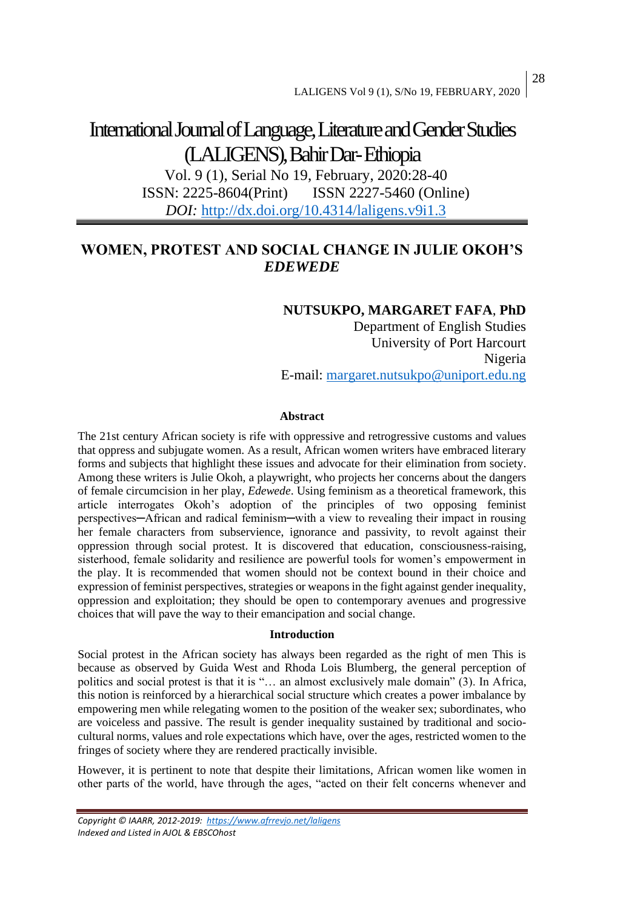# International Journal of Language, Literature and Gender Studies (LALIGENS), Bahir Dar- Ethiopia

Vol. 9 (1), Serial No 19, February, 2020:28-40
ISSN: 2225-8604(Print) ISSN 2227-5460 (Online)
*DOI:* http://dx.doi.org/10.4314/laligens.v9i1.3

## WOMEN, PROTEST AND SOCIAL CHANGE IN JULIE OKOH'S *EDEWEDE*

**NUTSUKPO, MARGARET FAFA**, **PhD**
Department of English Studies
University of Port Harcourt
Nigeria
E-mail: margaret.nutsukpo@uniport.edu.ng

### Abstract

The 21st century African society is rife with oppressive and retrogressive customs and values that oppress and subjugate women. As a result, African women writers have embraced literary forms and subjects that highlight these issues and advocate for their elimination from society. Among these writers is Julie Okoh, a playwright, who projects her concerns about the dangers of female circumcision in her play, *Edewede*. Using feminism as a theoretical framework, this article interrogates Okoh's adoption of the principles of two opposing feminist perspectives─African and radical feminism─with a view to revealing their impact in rousing her female characters from subservience, ignorance and passivity, to revolt against their oppression through social protest. It is discovered that education, consciousness-raising, sisterhood, female solidarity and resilience are powerful tools for women's empowerment in the play. It is recommended that women should not be context bound in their choice and expression of feminist perspectives, strategies or weapons in the fight against gender inequality, oppression and exploitation; they should be open to contemporary avenues and progressive choices that will pave the way to their emancipation and social change.

### Introduction

Social protest in the African society has always been regarded as the right of men This is because as observed by Guida West and Rhoda Lois Blumberg, the general perception of politics and social protest is that it is "… an almost exclusively male domain" (3). In Africa, this notion is reinforced by a hierarchical social structure which creates a power imbalance by empowering men while relegating women to the position of the weaker sex; subordinates, who are voiceless and passive. The result is gender inequality sustained by traditional and socio-cultural norms, values and role expectations which have, over the ages, restricted women to the fringes of society where they are rendered practically invisible.

However, it is pertinent to note that despite their limitations, African women like women in other parts of the world, have through the ages, "acted on their felt concerns whenever and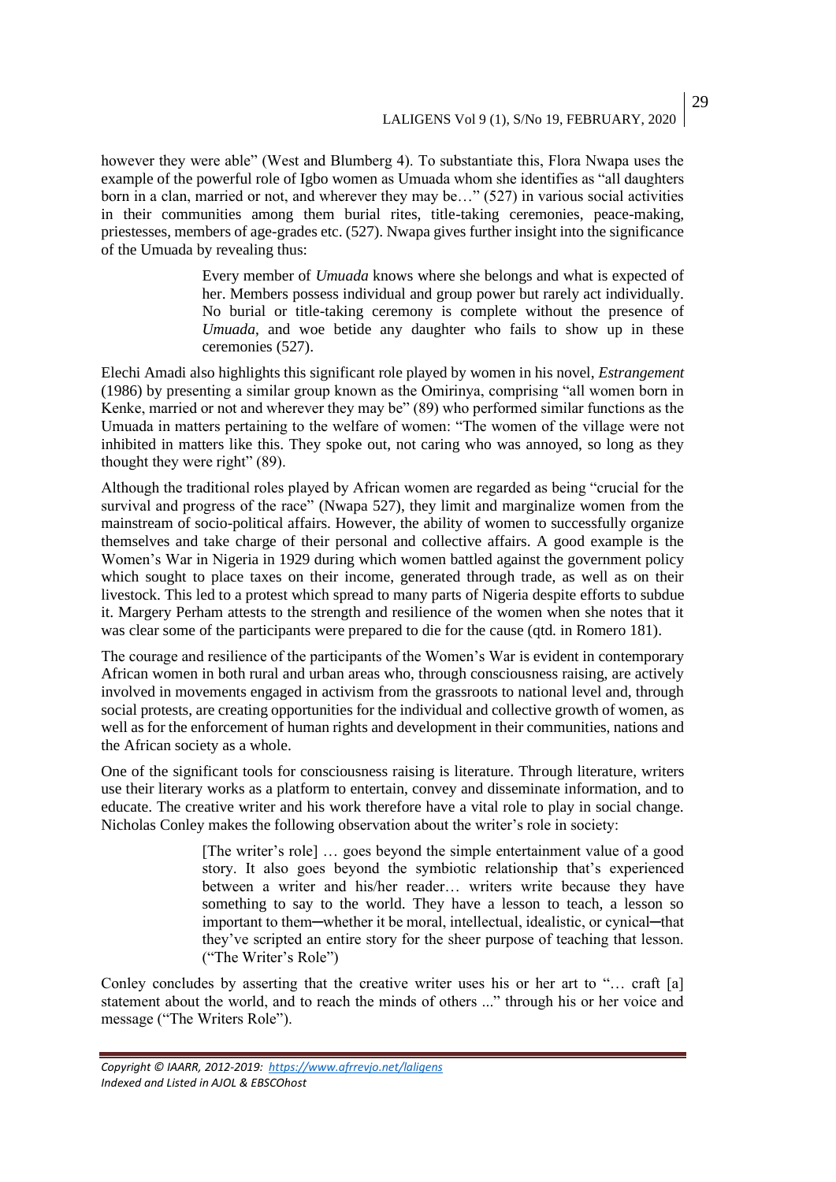however they were able" (West and Blumberg 4). To substantiate this, Flora Nwapa uses the example of the powerful role of Igbo women as Umuada whom she identifies as "all daughters born in a clan, married or not, and wherever they may be…" (527) in various social activities in their communities among them burial rites, title-taking ceremonies, peace-making, priestesses, members of age-grades etc. (527). Nwapa gives further insight into the significance of the Umuada by revealing thus:

> Every member of *Umuada* knows where she belongs and what is expected of her. Members possess individual and group power but rarely act individually. No burial or title-taking ceremony is complete without the presence of *Umuada*, and woe betide any daughter who fails to show up in these ceremonies (527).

Elechi Amadi also highlights this significant role played by women in his novel, *Estrangement* (1986) by presenting a similar group known as the Omirinya, comprising "all women born in Kenke, married or not and wherever they may be" (89) who performed similar functions as the Umuada in matters pertaining to the welfare of women: "The women of the village were not inhibited in matters like this. They spoke out, not caring who was annoyed, so long as they thought they were right" (89).

Although the traditional roles played by African women are regarded as being "crucial for the survival and progress of the race" (Nwapa 527), they limit and marginalize women from the mainstream of socio-political affairs. However, the ability of women to successfully organize themselves and take charge of their personal and collective affairs. A good example is the Women's War in Nigeria in 1929 during which women battled against the government policy which sought to place taxes on their income, generated through trade, as well as on their livestock. This led to a protest which spread to many parts of Nigeria despite efforts to subdue it. Margery Perham attests to the strength and resilience of the women when she notes that it was clear some of the participants were prepared to die for the cause (qtd. in Romero 181).

The courage and resilience of the participants of the Women's War is evident in contemporary African women in both rural and urban areas who, through consciousness raising, are actively involved in movements engaged in activism from the grassroots to national level and, through social protests, are creating opportunities for the individual and collective growth of women, as well as for the enforcement of human rights and development in their communities, nations and the African society as a whole.

One of the significant tools for consciousness raising is literature. Through literature, writers use their literary works as a platform to entertain, convey and disseminate information, and to educate. The creative writer and his work therefore have a vital role to play in social change. Nicholas Conley makes the following observation about the writer's role in society:

> [The writer's role] … goes beyond the simple entertainment value of a good story. It also goes beyond the symbiotic relationship that's experienced between a writer and his/her reader… writers write because they have something to say to the world. They have a lesson to teach, a lesson so important to them─whether it be moral, intellectual, idealistic, or cynical─that they've scripted an entire story for the sheer purpose of teaching that lesson. ("The Writer's Role")

Conley concludes by asserting that the creative writer uses his or her art to "… craft [a] statement about the world, and to reach the minds of others ..." through his or her voice and message ("The Writers Role").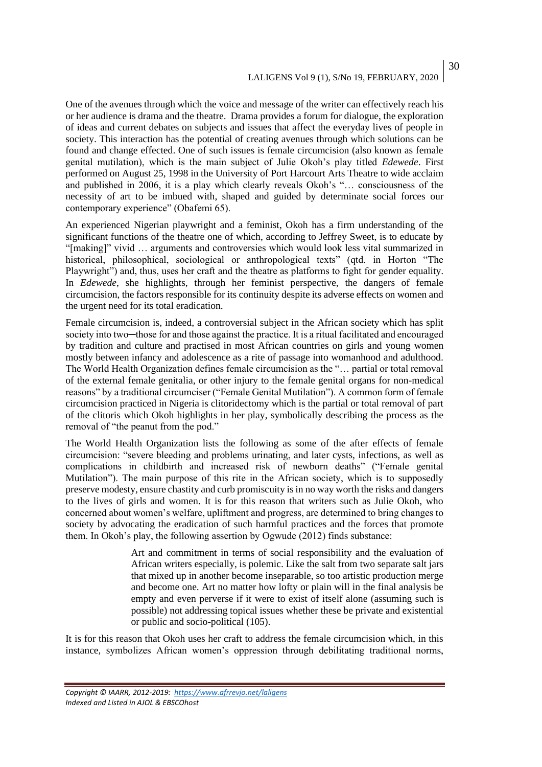One of the avenues through which the voice and message of the writer can effectively reach his or her audience is drama and the theatre. Drama provides a forum for dialogue, the exploration of ideas and current debates on subjects and issues that affect the everyday lives of people in society. This interaction has the potential of creating avenues through which solutions can be found and change effected. One of such issues is female circumcision (also known as female genital mutilation), which is the main subject of Julie Okoh's play titled *Edewede*. First performed on August 25, 1998 in the University of Port Harcourt Arts Theatre to wide acclaim and published in 2006, it is a play which clearly reveals Okoh's "… consciousness of the necessity of art to be imbued with, shaped and guided by determinate social forces our contemporary experience" (Obafemi 65).

An experienced Nigerian playwright and a feminist, Okoh has a firm understanding of the significant functions of the theatre one of which, according to Jeffrey Sweet, is to educate by "[making]" vivid … arguments and controversies which would look less vital summarized in historical, philosophical, sociological or anthropological texts" (qtd. in Horton "The Playwright") and, thus, uses her craft and the theatre as platforms to fight for gender equality. In *Edewede*, she highlights, through her feminist perspective, the dangers of female circumcision, the factors responsible for its continuity despite its adverse effects on women and the urgent need for its total eradication.

Female circumcision is, indeed, a controversial subject in the African society which has split society into two─those for and those against the practice. It is a ritual facilitated and encouraged by tradition and culture and practised in most African countries on girls and young women mostly between infancy and adolescence as a rite of passage into womanhood and adulthood. The World Health Organization defines female circumcision as the "… partial or total removal of the external female genitalia, or other injury to the female genital organs for non-medical reasons" by a traditional circumciser ("Female Genital Mutilation"). A common form of female circumcision practiced in Nigeria is clitoridectomy which is the partial or total removal of part of the clitoris which Okoh highlights in her play, symbolically describing the process as the removal of "the peanut from the pod."

The World Health Organization lists the following as some of the after effects of female circumcision: "severe bleeding and problems urinating, and later cysts, infections, as well as complications in childbirth and increased risk of newborn deaths" ("Female genital Mutilation"). The main purpose of this rite in the African society, which is to supposedly preserve modesty, ensure chastity and curb promiscuity is in no way worth the risks and dangers to the lives of girls and women. It is for this reason that writers such as Julie Okoh, who concerned about women's welfare, upliftment and progress, are determined to bring changes to society by advocating the eradication of such harmful practices and the forces that promote them. In Okoh's play, the following assertion by Ogwude (2012) finds substance:

> Art and commitment in terms of social responsibility and the evaluation of African writers especially, is polemic. Like the salt from two separate salt jars that mixed up in another become inseparable, so too artistic production merge and become one. Art no matter how lofty or plain will in the final analysis be empty and even perverse if it were to exist of itself alone (assuming such is possible) not addressing topical issues whether these be private and existential or public and socio-political (105).

It is for this reason that Okoh uses her craft to address the female circumcision which, in this instance, symbolizes African women's oppression through debilitating traditional norms,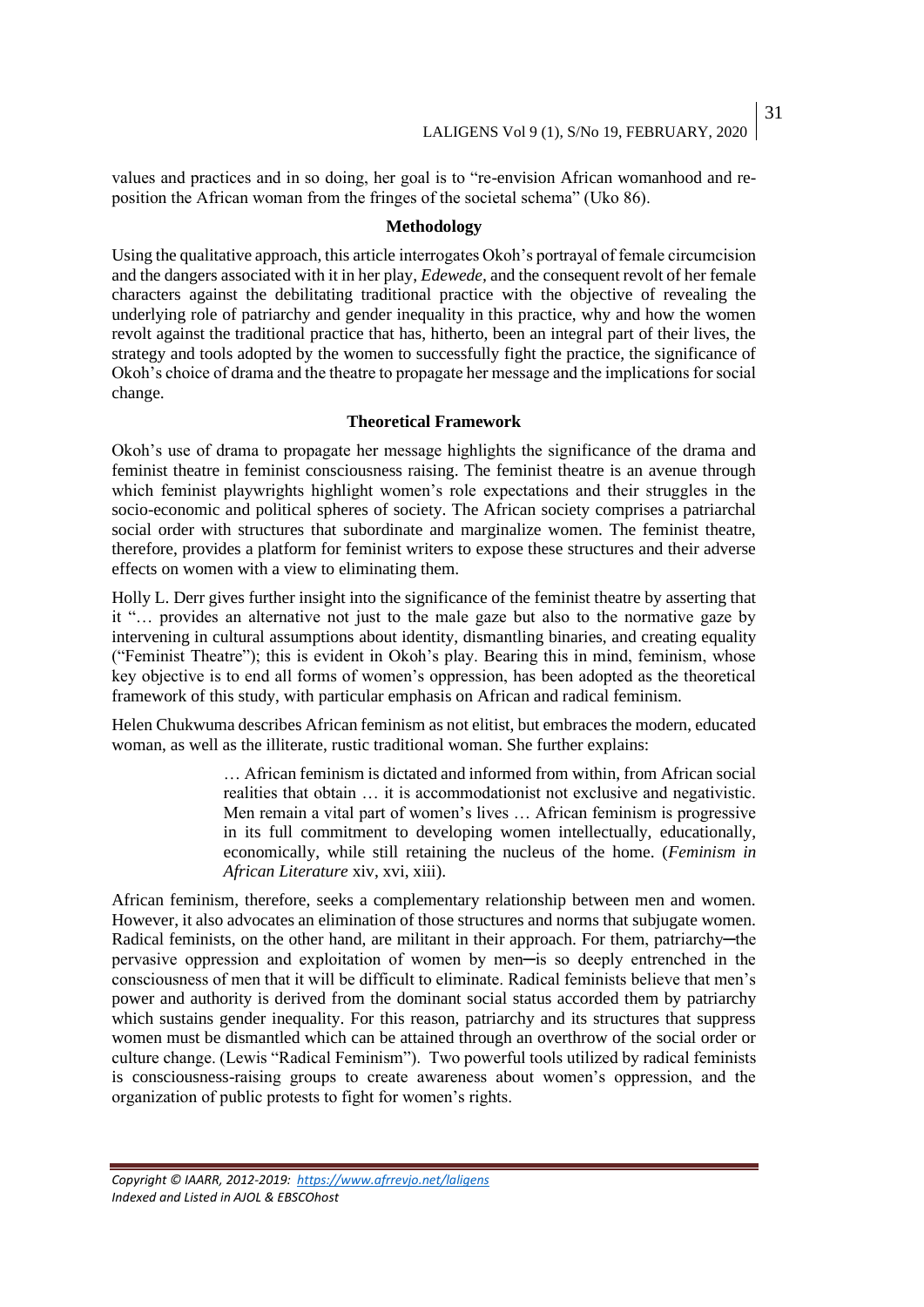values and practices and in so doing, her goal is to "re-envision African womanhood and re-position the African woman from the fringes of the societal schema" (Uko 86).

## Methodology

Using the qualitative approach, this article interrogates Okoh's portrayal of female circumcision and the dangers associated with it in her play, *Edewede*, and the consequent revolt of her female characters against the debilitating traditional practice with the objective of revealing the underlying role of patriarchy and gender inequality in this practice, why and how the women revolt against the traditional practice that has, hitherto, been an integral part of their lives, the strategy and tools adopted by the women to successfully fight the practice, the significance of Okoh's choice of drama and the theatre to propagate her message and the implications for social change.

## Theoretical Framework

Okoh's use of drama to propagate her message highlights the significance of the drama and feminist theatre in feminist consciousness raising. The feminist theatre is an avenue through which feminist playwrights highlight women's role expectations and their struggles in the socio-economic and political spheres of society. The African society comprises a patriarchal social order with structures that subordinate and marginalize women. The feminist theatre, therefore, provides a platform for feminist writers to expose these structures and their adverse effects on women with a view to eliminating them.

Holly L. Derr gives further insight into the significance of the feminist theatre by asserting that it "… provides an alternative not just to the male gaze but also to the normative gaze by intervening in cultural assumptions about identity, dismantling binaries, and creating equality ("Feminist Theatre"); this is evident in Okoh's play. Bearing this in mind, feminism, whose key objective is to end all forms of women's oppression, has been adopted as the theoretical framework of this study, with particular emphasis on African and radical feminism.

Helen Chukwuma describes African feminism as not elitist, but embraces the modern, educated woman, as well as the illiterate, rustic traditional woman. She further explains:

> … African feminism is dictated and informed from within, from African social realities that obtain … it is accommodationist not exclusive and negativistic. Men remain a vital part of women's lives … African feminism is progressive in its full commitment to developing women intellectually, educationally, economically, while still retaining the nucleus of the home. (*Feminism in African Literature* xiv, xvi, xiii).

African feminism, therefore, seeks a complementary relationship between men and women. However, it also advocates an elimination of those structures and norms that subjugate women. Radical feminists, on the other hand, are militant in their approach. For them, patriarchy─the pervasive oppression and exploitation of women by men─is so deeply entrenched in the consciousness of men that it will be difficult to eliminate. Radical feminists believe that men's power and authority is derived from the dominant social status accorded them by patriarchy which sustains gender inequality. For this reason, patriarchy and its structures that suppress women must be dismantled which can be attained through an overthrow of the social order or culture change. (Lewis "Radical Feminism"). Two powerful tools utilized by radical feminists is consciousness-raising groups to create awareness about women's oppression, and the organization of public protests to fight for women's rights.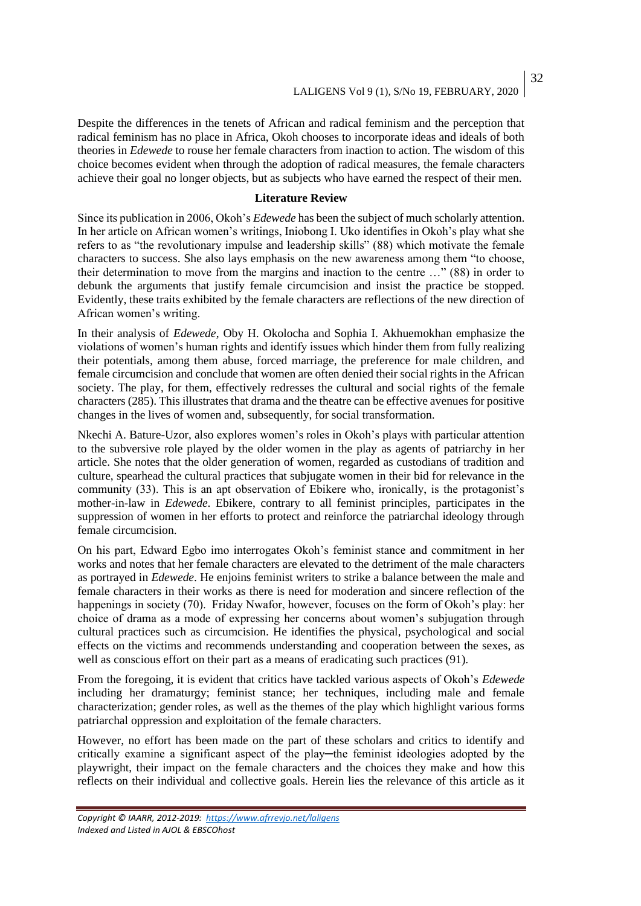Despite the differences in the tenets of African and radical feminism and the perception that radical feminism has no place in Africa, Okoh chooses to incorporate ideas and ideals of both theories in *Edewede* to rouse her female characters from inaction to action. The wisdom of this choice becomes evident when through the adoption of radical measures, the female characters achieve their goal no longer objects, but as subjects who have earned the respect of their men.

## Literature Review

Since its publication in 2006, Okoh's *Edewede* has been the subject of much scholarly attention. In her article on African women's writings, Iniobong I. Uko identifies in Okoh's play what she refers to as "the revolutionary impulse and leadership skills" (88) which motivate the female characters to success. She also lays emphasis on the new awareness among them "to choose, their determination to move from the margins and inaction to the centre …" (88) in order to debunk the arguments that justify female circumcision and insist the practice be stopped. Evidently, these traits exhibited by the female characters are reflections of the new direction of African women's writing.

In their analysis of *Edewede*, Oby H. Okolocha and Sophia I. Akhuemokhan emphasize the violations of women's human rights and identify issues which hinder them from fully realizing their potentials, among them abuse, forced marriage, the preference for male children, and female circumcision and conclude that women are often denied their social rights in the African society. The play, for them, effectively redresses the cultural and social rights of the female characters (285). This illustrates that drama and the theatre can be effective avenues for positive changes in the lives of women and, subsequently, for social transformation.

Nkechi A. Bature-Uzor, also explores women's roles in Okoh's plays with particular attention to the subversive role played by the older women in the play as agents of patriarchy in her article. She notes that the older generation of women, regarded as custodians of tradition and culture, spearhead the cultural practices that subjugate women in their bid for relevance in the community (33). This is an apt observation of Ebikere who, ironically, is the protagonist's mother-in-law in *Edewede*. Ebikere, contrary to all feminist principles, participates in the suppression of women in her efforts to protect and reinforce the patriarchal ideology through female circumcision.

On his part, Edward Egbo imo interrogates Okoh's feminist stance and commitment in her works and notes that her female characters are elevated to the detriment of the male characters as portrayed in *Edewede*. He enjoins feminist writers to strike a balance between the male and female characters in their works as there is need for moderation and sincere reflection of the happenings in society (70). Friday Nwafor, however, focuses on the form of Okoh's play: her choice of drama as a mode of expressing her concerns about women's subjugation through cultural practices such as circumcision. He identifies the physical, psychological and social effects on the victims and recommends understanding and cooperation between the sexes, as well as conscious effort on their part as a means of eradicating such practices (91).

From the foregoing, it is evident that critics have tackled various aspects of Okoh's *Edewede* including her dramaturgy; feminist stance; her techniques, including male and female characterization; gender roles, as well as the themes of the play which highlight various forms patriarchal oppression and exploitation of the female characters.

However, no effort has been made on the part of these scholars and critics to identify and critically examine a significant aspect of the play─the feminist ideologies adopted by the playwright, their impact on the female characters and the choices they make and how this reflects on their individual and collective goals. Herein lies the relevance of this article as it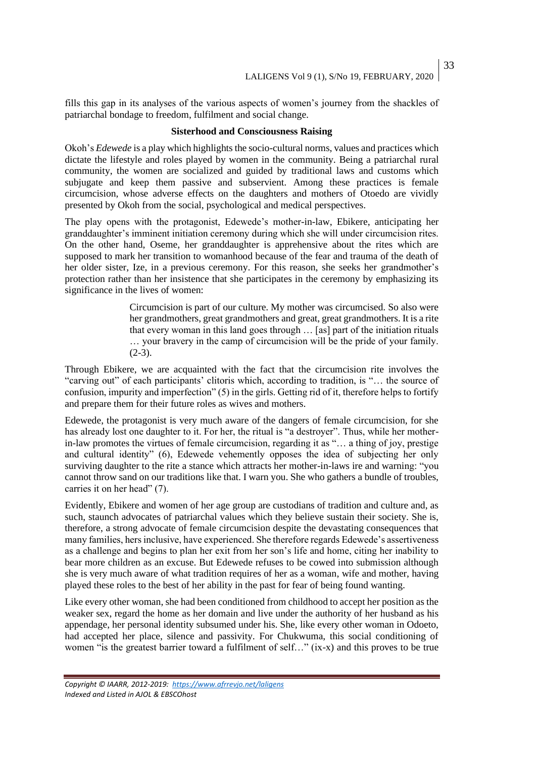fills this gap in its analyses of the various aspects of women's journey from the shackles of patriarchal bondage to freedom, fulfilment and social change.

## Sisterhood and Consciousness Raising

Okoh's *Edewede* is a play which highlights the socio-cultural norms, values and practices which dictate the lifestyle and roles played by women in the community. Being a patriarchal rural community, the women are socialized and guided by traditional laws and customs which subjugate and keep them passive and subservient. Among these practices is female circumcision, whose adverse effects on the daughters and mothers of Otoedo are vividly presented by Okoh from the social, psychological and medical perspectives.

The play opens with the protagonist, Edewede's mother-in-law, Ebikere, anticipating her granddaughter's imminent initiation ceremony during which she will under circumcision rites. On the other hand, Oseme, her granddaughter is apprehensive about the rites which are supposed to mark her transition to womanhood because of the fear and trauma of the death of her older sister, Ize, in a previous ceremony. For this reason, she seeks her grandmother's protection rather than her insistence that she participates in the ceremony by emphasizing its significance in the lives of women:

> Circumcision is part of our culture. My mother was circumcised. So also were her grandmothers, great grandmothers and great, great grandmothers. It is a rite that every woman in this land goes through … [as] part of the initiation rituals … your bravery in the camp of circumcision will be the pride of your family. (2-3).

Through Ebikere, we are acquainted with the fact that the circumcision rite involves the "carving out" of each participants' clitoris which, according to tradition, is "… the source of confusion, impurity and imperfection" (5) in the girls. Getting rid of it, therefore helps to fortify and prepare them for their future roles as wives and mothers.

Edewede, the protagonist is very much aware of the dangers of female circumcision, for she has already lost one daughter to it. For her, the ritual is "a destroyer". Thus, while her mother-in-law promotes the virtues of female circumcision, regarding it as "… a thing of joy, prestige and cultural identity" (6), Edewede vehemently opposes the idea of subjecting her only surviving daughter to the rite a stance which attracts her mother-in-laws ire and warning: "you cannot throw sand on our traditions like that. I warn you. She who gathers a bundle of troubles, carries it on her head" (7).

Evidently, Ebikere and women of her age group are custodians of tradition and culture and, as such, staunch advocates of patriarchal values which they believe sustain their society. She is, therefore, a strong advocate of female circumcision despite the devastating consequences that many families, hers inclusive, have experienced. She therefore regards Edewede's assertiveness as a challenge and begins to plan her exit from her son's life and home, citing her inability to bear more children as an excuse. But Edewede refuses to be cowed into submission although she is very much aware of what tradition requires of her as a woman, wife and mother, having played these roles to the best of her ability in the past for fear of being found wanting.

Like every other woman, she had been conditioned from childhood to accept her position as the weaker sex, regard the home as her domain and live under the authority of her husband as his appendage, her personal identity subsumed under his. She, like every other woman in Odoeto, had accepted her place, silence and passivity. For Chukwuma, this social conditioning of women "is the greatest barrier toward a fulfilment of self…" (ix-x) and this proves to be true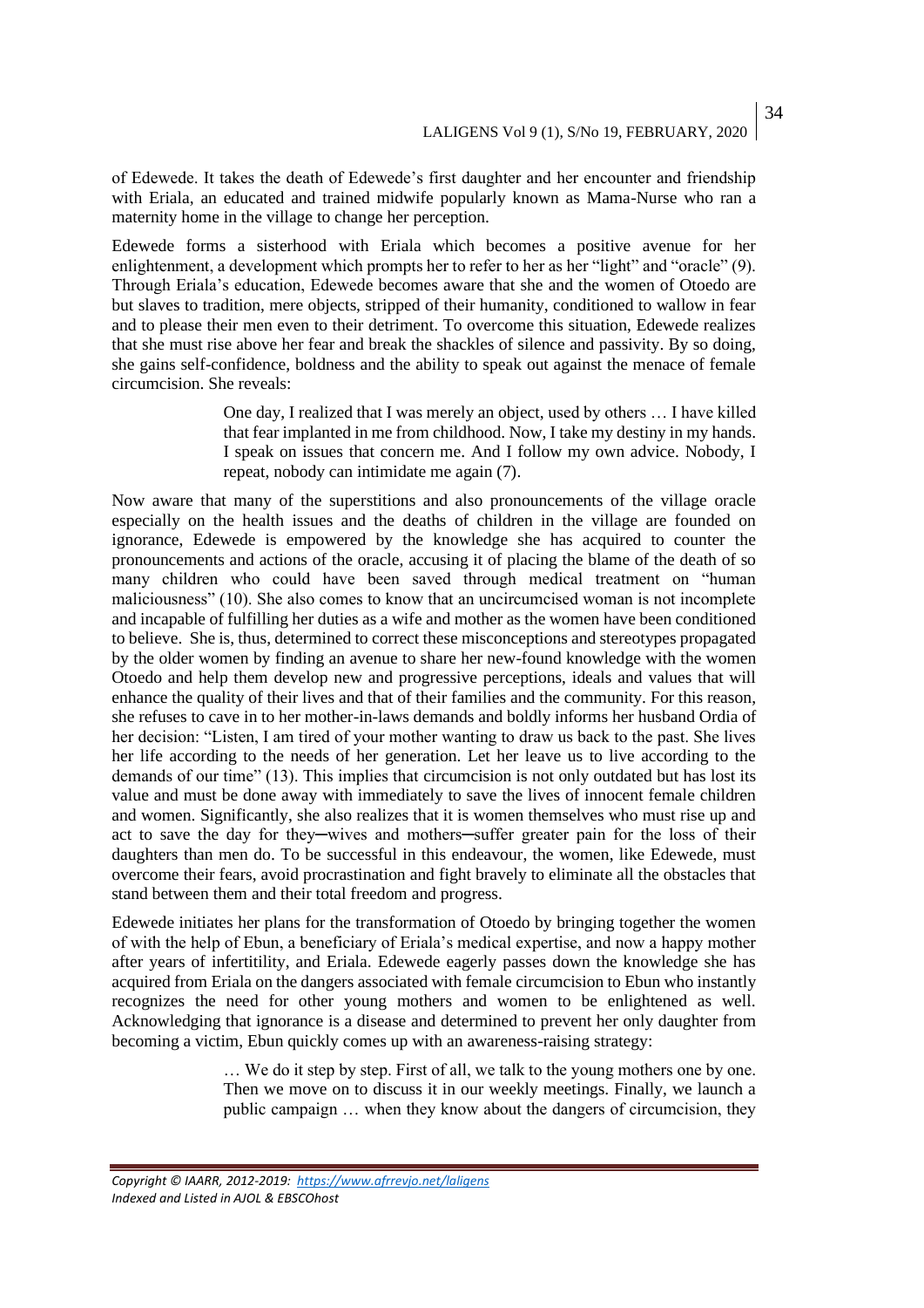of Edewede. It takes the death of Edewede's first daughter and her encounter and friendship with Eriala, an educated and trained midwife popularly known as Mama-Nurse who ran a maternity home in the village to change her perception.

Edewede forms a sisterhood with Eriala which becomes a positive avenue for her enlightenment, a development which prompts her to refer to her as her "light" and "oracle" (9). Through Eriala's education, Edewede becomes aware that she and the women of Otoedo are but slaves to tradition, mere objects, stripped of their humanity, conditioned to wallow in fear and to please their men even to their detriment. To overcome this situation, Edewede realizes that she must rise above her fear and break the shackles of silence and passivity. By so doing, she gains self-confidence, boldness and the ability to speak out against the menace of female circumcision. She reveals:

> One day, I realized that I was merely an object, used by others … I have killed that fear implanted in me from childhood. Now, I take my destiny in my hands. I speak on issues that concern me. And I follow my own advice. Nobody, I repeat, nobody can intimidate me again (7).

Now aware that many of the superstitions and also pronouncements of the village oracle especially on the health issues and the deaths of children in the village are founded on ignorance, Edewede is empowered by the knowledge she has acquired to counter the pronouncements and actions of the oracle, accusing it of placing the blame of the death of so many children who could have been saved through medical treatment on "human maliciousness" (10). She also comes to know that an uncircumcised woman is not incomplete and incapable of fulfilling her duties as a wife and mother as the women have been conditioned to believe. She is, thus, determined to correct these misconceptions and stereotypes propagated by the older women by finding an avenue to share her new-found knowledge with the women Otoedo and help them develop new and progressive perceptions, ideals and values that will enhance the quality of their lives and that of their families and the community. For this reason, she refuses to cave in to her mother-in-laws demands and boldly informs her husband Ordia of her decision: "Listen, I am tired of your mother wanting to draw us back to the past. She lives her life according to the needs of her generation. Let her leave us to live according to the demands of our time" (13). This implies that circumcision is not only outdated but has lost its value and must be done away with immediately to save the lives of innocent female children and women. Significantly, she also realizes that it is women themselves who must rise up and act to save the day for they─wives and mothers─suffer greater pain for the loss of their daughters than men do. To be successful in this endeavour, the women, like Edewede, must overcome their fears, avoid procrastination and fight bravely to eliminate all the obstacles that stand between them and their total freedom and progress.

Edewede initiates her plans for the transformation of Otoedo by bringing together the women of with the help of Ebun, a beneficiary of Eriala's medical expertise, and now a happy mother after years of infertitility, and Eriala. Edewede eagerly passes down the knowledge she has acquired from Eriala on the dangers associated with female circumcision to Ebun who instantly recognizes the need for other young mothers and women to be enlightened as well. Acknowledging that ignorance is a disease and determined to prevent her only daughter from becoming a victim, Ebun quickly comes up with an awareness-raising strategy:

> … We do it step by step. First of all, we talk to the young mothers one by one. Then we move on to discuss it in our weekly meetings. Finally, we launch a public campaign … when they know about the dangers of circumcision, they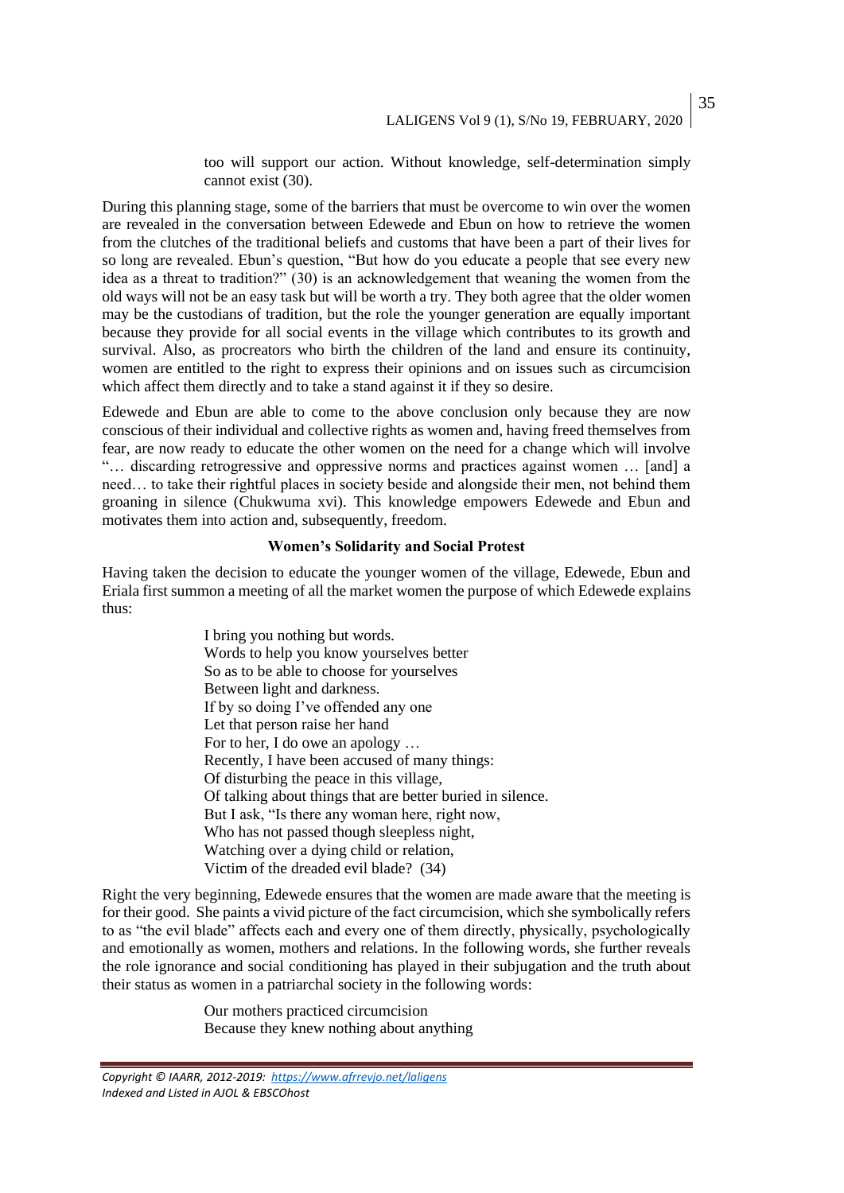too will support our action. Without knowledge, self-determination simply cannot exist (30).

During this planning stage, some of the barriers that must be overcome to win over the women are revealed in the conversation between Edewede and Ebun on how to retrieve the women from the clutches of the traditional beliefs and customs that have been a part of their lives for so long are revealed. Ebun's question, "But how do you educate a people that see every new idea as a threat to tradition?" (30) is an acknowledgement that weaning the women from the old ways will not be an easy task but will be worth a try. They both agree that the older women may be the custodians of tradition, but the role the younger generation are equally important because they provide for all social events in the village which contributes to its growth and survival. Also, as procreators who birth the children of the land and ensure its continuity, women are entitled to the right to express their opinions and on issues such as circumcision which affect them directly and to take a stand against it if they so desire.

Edewede and Ebun are able to come to the above conclusion only because they are now conscious of their individual and collective rights as women and, having freed themselves from fear, are now ready to educate the other women on the need for a change which will involve "… discarding retrogressive and oppressive norms and practices against women … [and] a need… to take their rightful places in society beside and alongside their men, not behind them groaning in silence (Chukwuma xvi). This knowledge empowers Edewede and Ebun and motivates them into action and, subsequently, freedom.

### Women's Solidarity and Social Protest

Having taken the decision to educate the younger women of the village, Edewede, Ebun and Eriala first summon a meeting of all the market women the purpose of which Edewede explains thus:

> I bring you nothing but words.  
> Words to help you know yourselves better  
> So as to be able to choose for yourselves  
> Between light and darkness.  
> If by so doing I've offended any one  
> Let that person raise her hand  
> For to her, I do owe an apology …  
> Recently, I have been accused of many things:  
> Of disturbing the peace in this village,  
> Of talking about things that are better buried in silence.  
> But I ask, "Is there any woman here, right now,  
> Who has not passed though sleepless night,  
> Watching over a dying child or relation,  
> Victim of the dreaded evil blade? (34)

Right the very beginning, Edewede ensures that the women are made aware that the meeting is for their good. She paints a vivid picture of the fact circumcision, which she symbolically refers to as "the evil blade" affects each and every one of them directly, physically, psychologically and emotionally as women, mothers and relations. In the following words, she further reveals the role ignorance and social conditioning has played in their subjugation and the truth about their status as women in a patriarchal society in the following words:

> Our mothers practiced circumcision  
> Because they knew nothing about anything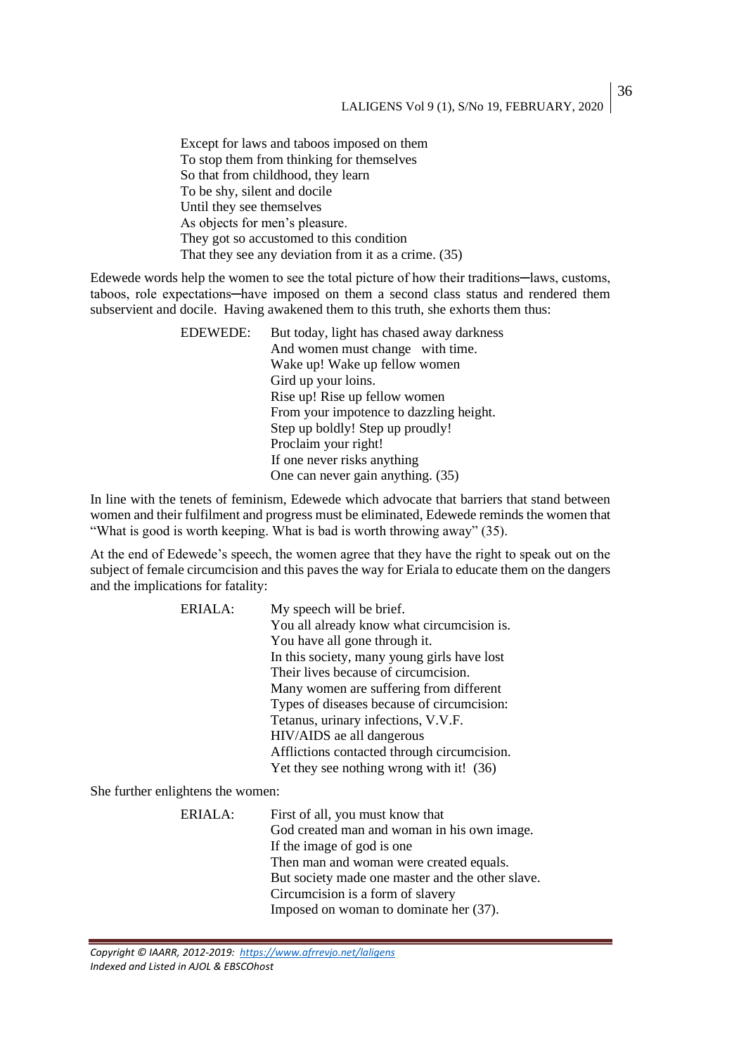Except for laws and taboos imposed on them  
To stop them from thinking for themselves  
So that from childhood, they learn  
To be shy, silent and docile  
Until they see themselves  
As objects for men's pleasure.  
They got so accustomed to this condition  
That they see any deviation from it as a crime. (35)

Edewede words help the women to see the total picture of how their traditions─laws, customs, taboos, role expectations─have imposed on them a second class status and rendered them subservient and docile. Having awakened them to this truth, she exhorts them thus:

EDEWEDE: But today, light has chased away darkness  
And women must change with time.  
Wake up! Wake up fellow women  
Gird up your loins.  
Rise up! Rise up fellow women  
From your impotence to dazzling height.  
Step up boldly! Step up proudly!  
Proclaim your right!  
If one never risks anything  
One can never gain anything. (35)

In line with the tenets of feminism, Edewede which advocate that barriers that stand between women and their fulfilment and progress must be eliminated, Edewede reminds the women that "What is good is worth keeping. What is bad is worth throwing away" (35).

At the end of Edewede's speech, the women agree that they have the right to speak out on the subject of female circumcision and this paves the way for Eriala to educate them on the dangers and the implications for fatality:

ERIALA: My speech will be brief.  
You all already know what circumcision is.  
You have all gone through it.  
In this society, many young girls have lost  
Their lives because of circumcision.  
Many women are suffering from different  
Types of diseases because of circumcision:  
Tetanus, urinary infections, V.V.F.  
HIV/AIDS ae all dangerous  
Afflictions contacted through circumcision.  
Yet they see nothing wrong with it! (36)

She further enlightens the women:

ERIALA: First of all, you must know that  
God created man and woman in his own image.  
If the image of god is one  
Then man and woman were created equals.  
But society made one master and the other slave.  
Circumcision is a form of slavery  
Imposed on woman to dominate her (37).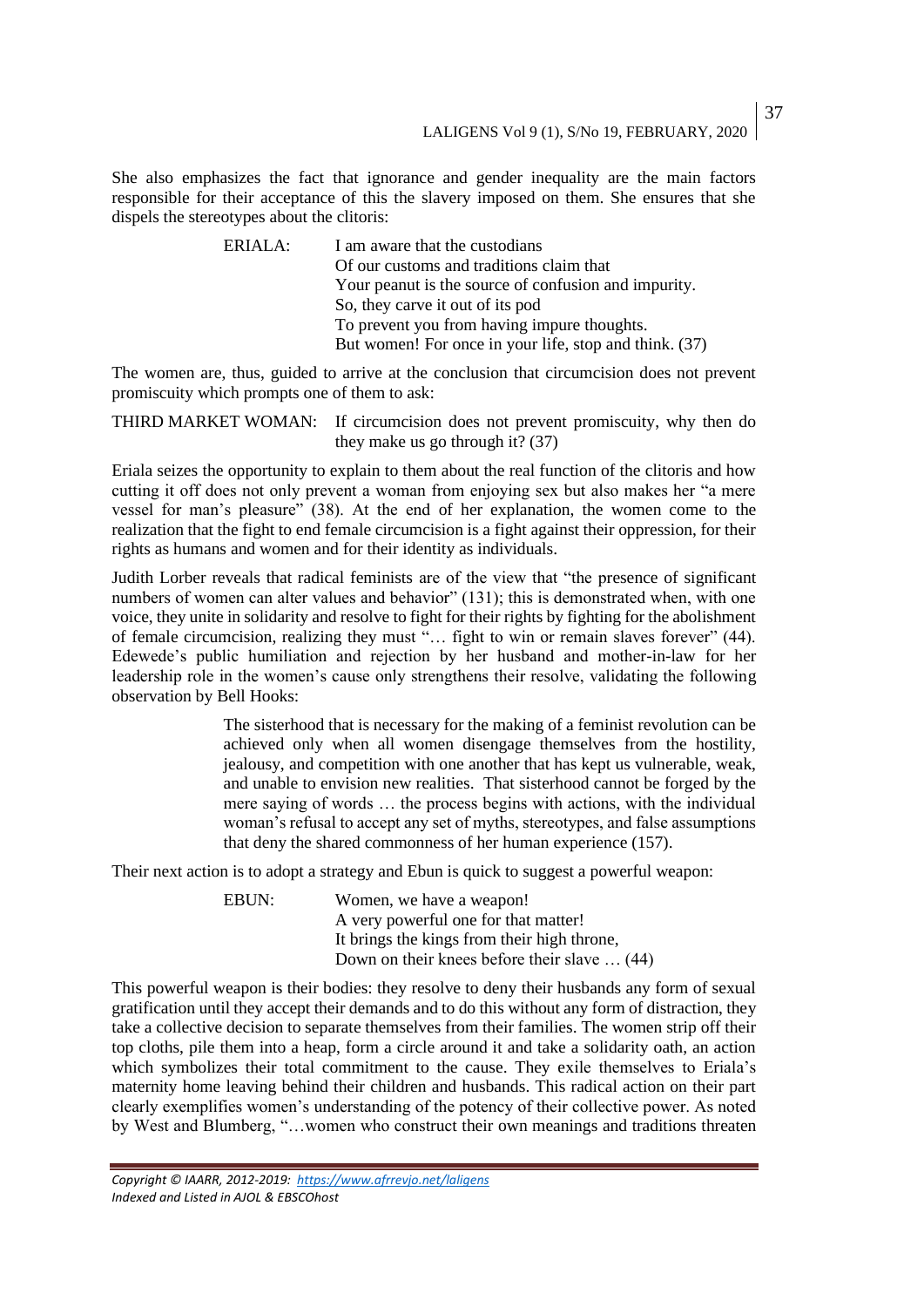She also emphasizes the fact that ignorance and gender inequality are the main factors responsible for their acceptance of this the slavery imposed on them. She ensures that she dispels the stereotypes about the clitoris:

> ERIALA: I am aware that the custodians
> Of our customs and traditions claim that
> Your peanut is the source of confusion and impurity.
> So, they carve it out of its pod
> To prevent you from having impure thoughts.
> But women! For once in your life, stop and think. (37)

The women are, thus, guided to arrive at the conclusion that circumcision does not prevent promiscuity which prompts one of them to ask:

> THIRD MARKET WOMAN: If circumcision does not prevent promiscuity, why then do they make us go through it? (37)

Eriala seizes the opportunity to explain to them about the real function of the clitoris and how cutting it off does not only prevent a woman from enjoying sex but also makes her "a mere vessel for man's pleasure" (38). At the end of her explanation, the women come to the realization that the fight to end female circumcision is a fight against their oppression, for their rights as humans and women and for their identity as individuals.

Judith Lorber reveals that radical feminists are of the view that "the presence of significant numbers of women can alter values and behavior" (131); this is demonstrated when, with one voice, they unite in solidarity and resolve to fight for their rights by fighting for the abolishment of female circumcision, realizing they must "… fight to win or remain slaves forever" (44). Edewede's public humiliation and rejection by her husband and mother-in-law for her leadership role in the women's cause only strengthens their resolve, validating the following observation by Bell Hooks:

> The sisterhood that is necessary for the making of a feminist revolution can be achieved only when all women disengage themselves from the hostility, jealousy, and competition with one another that has kept us vulnerable, weak, and unable to envision new realities. That sisterhood cannot be forged by the mere saying of words … the process begins with actions, with the individual woman's refusal to accept any set of myths, stereotypes, and false assumptions that deny the shared commonness of her human experience (157).

Their next action is to adopt a strategy and Ebun is quick to suggest a powerful weapon:

> EBUN: Women, we have a weapon!
> A very powerful one for that matter!
> It brings the kings from their high throne,
> Down on their knees before their slave … (44)

This powerful weapon is their bodies: they resolve to deny their husbands any form of sexual gratification until they accept their demands and to do this without any form of distraction, they take a collective decision to separate themselves from their families. The women strip off their top cloths, pile them into a heap, form a circle around it and take a solidarity oath, an action which symbolizes their total commitment to the cause. They exile themselves to Eriala's maternity home leaving behind their children and husbands. This radical action on their part clearly exemplifies women's understanding of the potency of their collective power. As noted by West and Blumberg, "…women who construct their own meanings and traditions threaten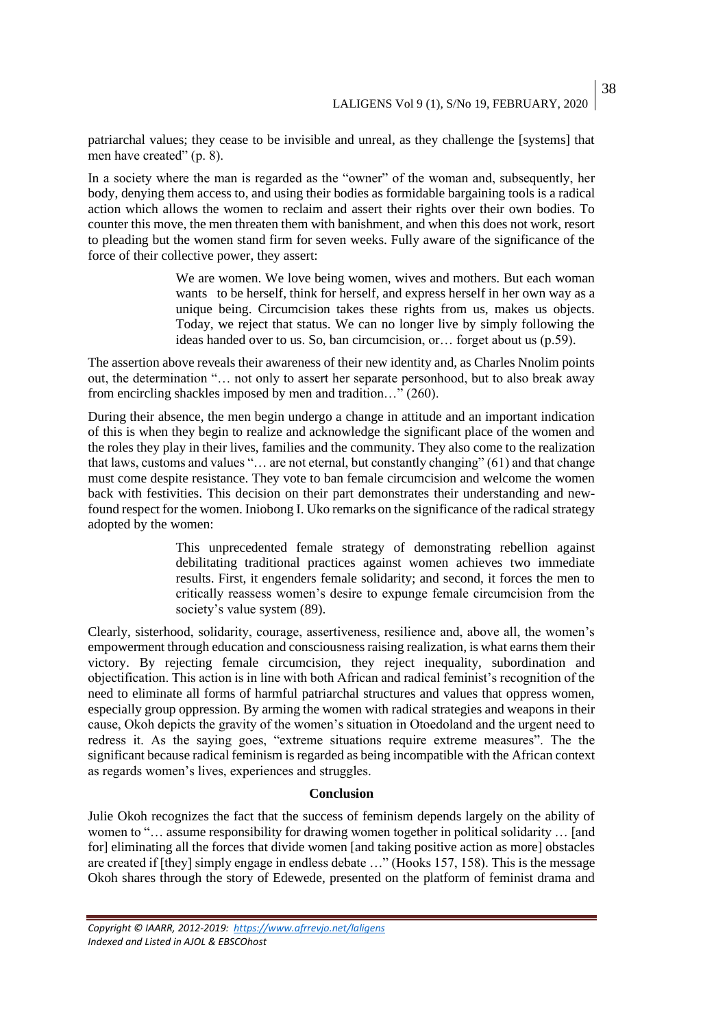patriarchal values; they cease to be invisible and unreal, as they challenge the [systems] that men have created" (p. 8).

In a society where the man is regarded as the "owner" of the woman and, subsequently, her body, denying them access to, and using their bodies as formidable bargaining tools is a radical action which allows the women to reclaim and assert their rights over their own bodies. To counter this move, the men threaten them with banishment, and when this does not work, resort to pleading but the women stand firm for seven weeks. Fully aware of the significance of the force of their collective power, they assert:

> We are women. We love being women, wives and mothers. But each woman wants to be herself, think for herself, and express herself in her own way as a unique being. Circumcision takes these rights from us, makes us objects. Today, we reject that status. We can no longer live by simply following the ideas handed over to us. So, ban circumcision, or… forget about us (p.59).

The assertion above reveals their awareness of their new identity and, as Charles Nnolim points out, the determination "… not only to assert her separate personhood, but to also break away from encircling shackles imposed by men and tradition…" (260).

During their absence, the men begin undergo a change in attitude and an important indication of this is when they begin to realize and acknowledge the significant place of the women and the roles they play in their lives, families and the community. They also come to the realization that laws, customs and values "… are not eternal, but constantly changing" (61) and that change must come despite resistance. They vote to ban female circumcision and welcome the women back with festivities. This decision on their part demonstrates their understanding and new-found respect for the women. Iniobong I. Uko remarks on the significance of the radical strategy adopted by the women:

> This unprecedented female strategy of demonstrating rebellion against debilitating traditional practices against women achieves two immediate results. First, it engenders female solidarity; and second, it forces the men to critically reassess women's desire to expunge female circumcision from the society's value system (89).

Clearly, sisterhood, solidarity, courage, assertiveness, resilience and, above all, the women's empowerment through education and consciousness raising realization, is what earns them their victory. By rejecting female circumcision, they reject inequality, subordination and objectification. This action is in line with both African and radical feminist's recognition of the need to eliminate all forms of harmful patriarchal structures and values that oppress women, especially group oppression. By arming the women with radical strategies and weapons in their cause, Okoh depicts the gravity of the women's situation in Otoedoland and the urgent need to redress it. As the saying goes, "extreme situations require extreme measures". The the significant because radical feminism is regarded as being incompatible with the African context as regards women's lives, experiences and struggles.

## Conclusion

Julie Okoh recognizes the fact that the success of feminism depends largely on the ability of women to "… assume responsibility for drawing women together in political solidarity … [and for] eliminating all the forces that divide women [and taking positive action as more] obstacles are created if [they] simply engage in endless debate …" (Hooks 157, 158). This is the message Okoh shares through the story of Edewede, presented on the platform of feminist drama and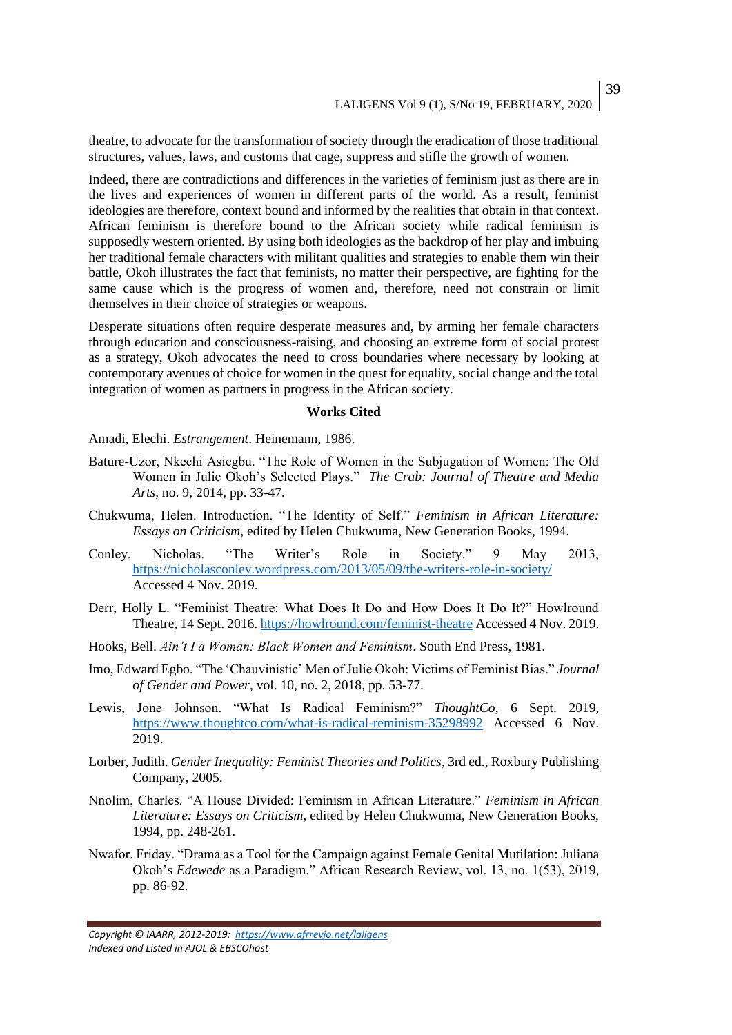theatre, to advocate for the transformation of society through the eradication of those traditional structures, values, laws, and customs that cage, suppress and stifle the growth of women.

Indeed, there are contradictions and differences in the varieties of feminism just as there are in the lives and experiences of women in different parts of the world. As a result, feminist ideologies are therefore, context bound and informed by the realities that obtain in that context. African feminism is therefore bound to the African society while radical feminism is supposedly western oriented. By using both ideologies as the backdrop of her play and imbuing her traditional female characters with militant qualities and strategies to enable them win their battle, Okoh illustrates the fact that feminists, no matter their perspective, are fighting for the same cause which is the progress of women and, therefore, need not constrain or limit themselves in their choice of strategies or weapons.

Desperate situations often require desperate measures and, by arming her female characters through education and consciousness-raising, and choosing an extreme form of social protest as a strategy, Okoh advocates the need to cross boundaries where necessary by looking at contemporary avenues of choice for women in the quest for equality, social change and the total integration of women as partners in progress in the African society.

**Works Cited**

Amadi, Elechi. *Estrangement*. Heinemann, 1986.

Bature-Uzor, Nkechi Asiegbu. "The Role of Women in the Subjugation of Women: The Old Women in Julie Okoh's Selected Plays." *The Crab: Journal of Theatre and Media Arts*, no. 9, 2014, pp. 33-47.

Chukwuma, Helen. Introduction. "The Identity of Self." *Feminism in African Literature: Essays on Criticism*, edited by Helen Chukwuma, New Generation Books, 1994.

Conley, Nicholas. "The Writer's Role in Society." 9 May 2013, https://nicholasconley.wordpress.com/2013/05/09/the-writers-role-in-society/ Accessed 4 Nov. 2019.

Derr, Holly L. "Feminist Theatre: What Does It Do and How Does It Do It?" Howlround Theatre, 14 Sept. 2016. https://howlround.com/feminist-theatre Accessed 4 Nov. 2019.

Hooks, Bell. *Ain't I a Woman: Black Women and Feminism*. South End Press, 1981.

Imo, Edward Egbo. "The 'Chauvinistic' Men of Julie Okoh: Victims of Feminist Bias." *Journal of Gender and Power*, vol. 10, no. 2, 2018, pp. 53-77.

Lewis, Jone Johnson. "What Is Radical Feminism?" *ThoughtCo*, 6 Sept. 2019, https://www.thoughtco.com/what-is-radical-reminism-35298992 Accessed 6 Nov. 2019.

Lorber, Judith. *Gender Inequality: Feminist Theories and Politics*, 3rd ed., Roxbury Publishing Company, 2005.

Nnolim, Charles. "A House Divided: Feminism in African Literature." *Feminism in African Literature: Essays on Criticism*, edited by Helen Chukwuma, New Generation Books, 1994, pp. 248-261.

Nwafor, Friday. "Drama as a Tool for the Campaign against Female Genital Mutilation: Juliana Okoh's *Edewede* as a Paradigm." African Research Review, vol. 13, no. 1(53), 2019, pp. 86-92.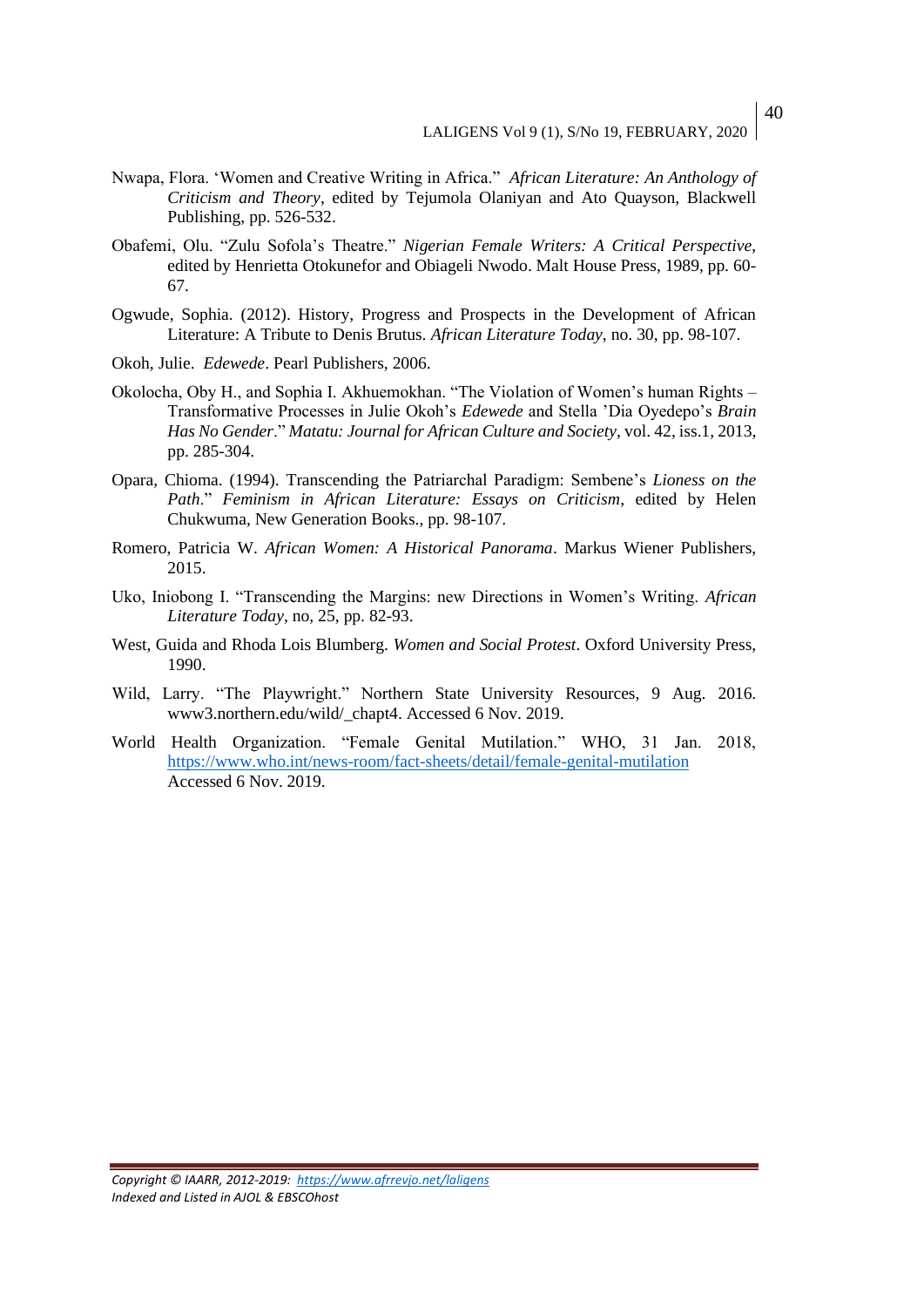Nwapa, Flora. 'Women and Creative Writing in Africa." *African Literature: An Anthology of Criticism and Theory*, edited by Tejumola Olaniyan and Ato Quayson, Blackwell Publishing, pp. 526-532.

Obafemi, Olu. "Zulu Sofola's Theatre." *Nigerian Female Writers: A Critical Perspective*, edited by Henrietta Otokunefor and Obiageli Nwodo. Malt House Press, 1989, pp. 60-67.

Ogwude, Sophia. (2012). History, Progress and Prospects in the Development of African Literature: A Tribute to Denis Brutus. *African Literature Today*, no. 30, pp. 98-107.

Okoh, Julie. *Edewede*. Pearl Publishers, 2006.

Okolocha, Oby H., and Sophia I. Akhuemokhan. "The Violation of Women's human Rights – Transformative Processes in Julie Okoh's *Edewede* and Stella 'Dia Oyedepo's *Brain Has No Gender*." *Matatu: Journal for African Culture and Society*, vol. 42, iss.1, 2013, pp. 285-304.

Opara, Chioma. (1994). Transcending the Patriarchal Paradigm: Sembene's *Lioness on the Path*." *Feminism in African Literature: Essays on Criticism*, edited by Helen Chukwuma, New Generation Books., pp. 98-107.

Romero, Patricia W. *African Women: A Historical Panorama*. Markus Wiener Publishers, 2015.

Uko, Iniobong I. "Transcending the Margins: new Directions in Women's Writing. *African Literature Today*, no, 25, pp. 82-93.

West, Guida and Rhoda Lois Blumberg. *Women and Social Protest*. Oxford University Press, 1990.

Wild, Larry. "The Playwright." Northern State University Resources, 9 Aug. 2016. www3.northern.edu/wild/_chapt4. Accessed 6 Nov. 2019.

World Health Organization. "Female Genital Mutilation." WHO, 31 Jan. 2018, https://www.who.int/news-room/fact-sheets/detail/female-genital-mutilation Accessed 6 Nov. 2019.